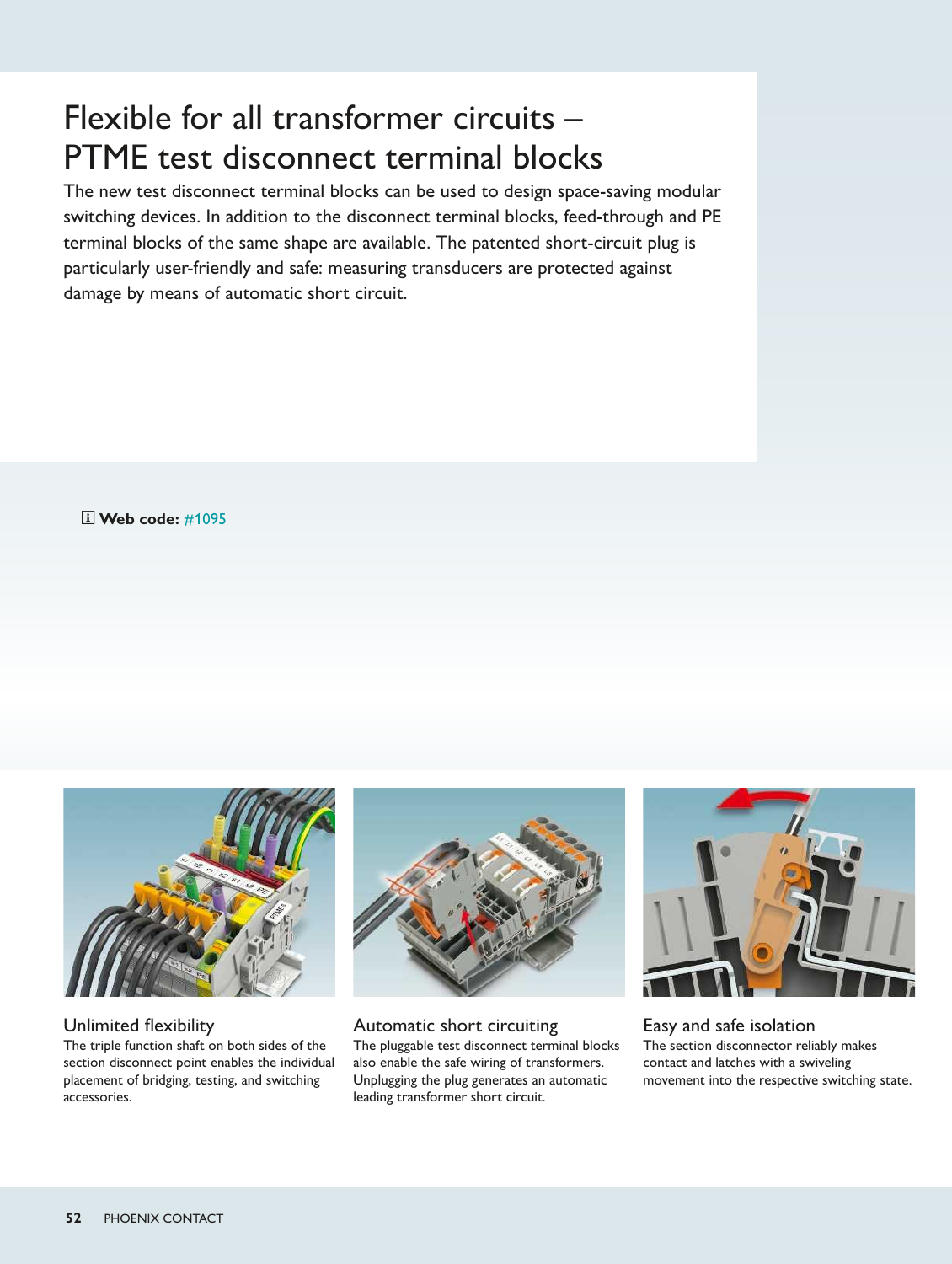# Flexible for all transformer circuits – PTME test disconnect terminal blocks

The new test disconnect terminal blocks can be used to design space-saving modular switching devices. In addition to the disconnect terminal blocks, feed-through and PE terminal blocks of the same shape are available. The patented short-circuit plug is particularly user-friendly and safe: measuring transducers are protected against damage by means of automatic short circuit.

**Web code:** #1095

### Unlimited flexibility

The triple function shaft on both sides of the section disconnect point enables the individual placement of bridging, testing, and switching accessories.

### Automatic short circuiting

The pluggable test disconnect terminal blocks also enable the safe wiring of transformers. Unplugging the plug generates an automatic leading transformer short circuit.

### Easy and safe isolation

The section disconnector reliably makes contact and latches with a swiveling movement into the respective switching state.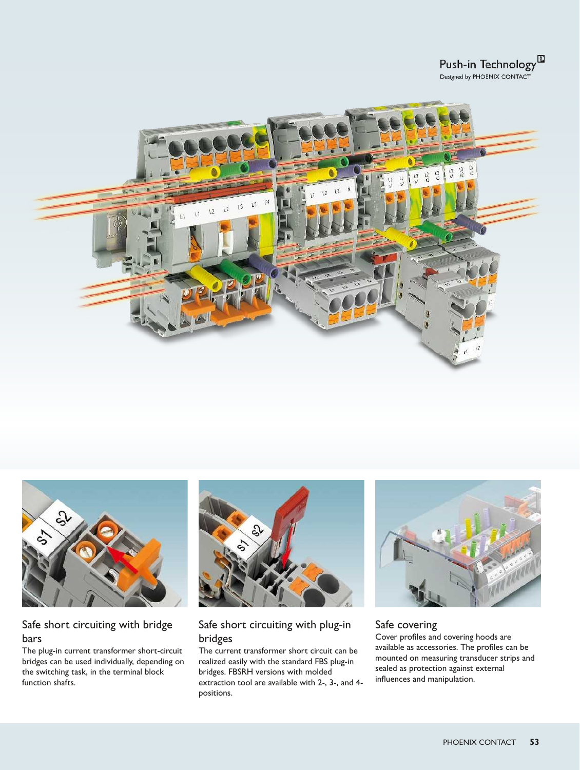Push-in Technology
Designed by PHOENIX CONTACT

## Safe short circuiting with bridge bars

The plug-in current transformer short-circuit bridges can be used individually, depending on the switching task, in the terminal block function shafts.

## Safe short circuiting with plug-in bridges

The current transformer short circuit can be realized easily with the standard FBS plug-in bridges. FBSRH versions with molded extraction tool are available with 2-, 3-, and 4-positions.

## Safe covering

Cover profiles and covering hoods are available as accessories. The profiles can be mounted on measuring transducer strips and sealed as protection against external influences and manipulation.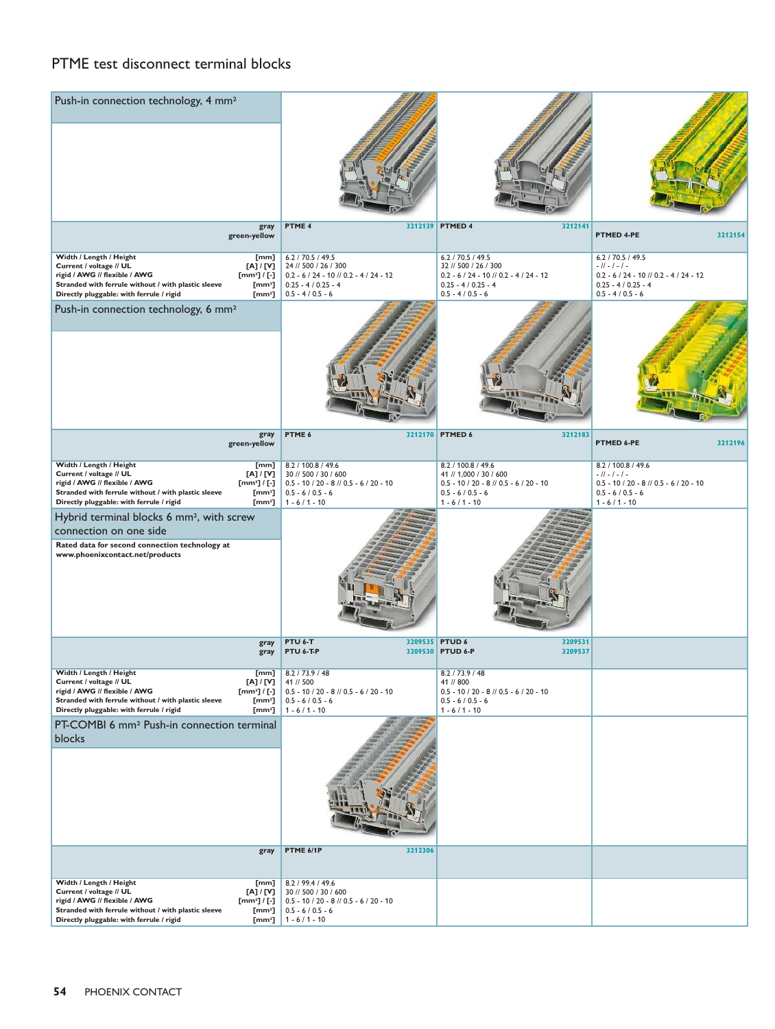## PTME test disconnect terminal blocks

### Push-in connection technology, 4 mm²

| | | PTME 4 | 3212139 | PTMED 4 | 3212141 | PTMED 4-PE | 3212154 |
|---|---|---|---|---|---|---|---|
| gray / green-yellow | | PTME 4 (gray) | 3212139 | PTMED 4 (gray) | 3212141 | PTMED 4-PE (green-yellow) | 3212154 |
| Width / Length / Height | [mm] | 6.2 / 70.5 / 49.5 | | 6.2 / 70.5 / 49.5 | | 6.2 / 70.5 / 49.5 | |
| Current / voltage // UL | [A] / [V] | 24 // 500 / 26 / 300 | | 32 // 500 / 26 / 300 | | - // - / - / - | |
| rigid / AWG // flexible / AWG | [mm²] / [-] | 0.2 - 6 / 24 - 10 // 0.2 - 4 / 24 - 12 | | 0.2 - 6 / 24 - 10 // 0.2 - 4 / 24 - 12 | | 0.2 - 6 / 24 - 10 // 0.2 - 4 / 24 - 12 | |
| Stranded with ferrule without / with plastic sleeve | [mm²] | 0.25 - 4 / 0.25 - 4 | | 0.25 - 4 / 0.25 - 4 | | 0.25 - 4 / 0.25 - 4 | |
| Directly pluggable: with ferrule / rigid | [mm²] | 0.5 - 4 / 0.5 - 6 | | 0.5 - 4 / 0.5 - 6 | | 0.5 - 4 / 0.5 - 6 | |

### Push-in connection technology, 6 mm²

| | | PTME 6 | 3212170 | PTMED 6 | 3212183 | PTMED 6-PE | 3212196 |
|---|---|---|---|---|---|---|---|
| gray / green-yellow | | PTME 6 (gray) | 3212170 | PTMED 6 (gray) | 3212183 | PTMED 6-PE (green-yellow) | 3212196 |
| Width / Length / Height | [mm] | 8.2 / 100.8 / 49.6 | | 8.2 / 100.8 / 49.6 | | 8.2 / 100.8 / 49.6 | |
| Current / voltage // UL | [A] / [V] | 30 // 500 / 30 / 600 | | 41 // 1,000 / 30 / 600 | | - // - / - / - | |
| rigid / AWG // flexible / AWG | [mm²] / [-] | 0.5 - 10 / 20 - 8 // 0.5 - 6 / 20 - 10 | | 0.5 - 10 / 20 - 8 // 0.5 - 6 / 20 - 10 | | 0.5 - 10 / 20 - 8 // 0.5 - 6 / 20 - 10 | |
| Stranded with ferrule without / with plastic sleeve | [mm²] | 0.5 - 6 / 0.5 - 6 | | 0.5 - 6 / 0.5 - 6 | | 0.5 - 6 / 0.5 - 6 | |
| Directly pluggable: with ferrule / rigid | [mm²] | 1 - 6 / 1 - 10 | | 1 - 6 / 1 - 10 | | 1 - 6 / 1 - 10 | |

### Hybrid terminal blocks 6 mm², with screw connection on one side

**Rated data for second connection technology at www.phoenixcontact.net/products**

| | | | | | |
|---|---|---|---|---|---|
| gray | | PTU 6-T | 3209535 | PTUD 6 | 3209531 |
| gray | | PTU 6-T-P | 3209530 | PTUD 6-P | 3209537 |
| Width / Length / Height | [mm] | 8.2 / 73.9 / 48 | | 8.2 / 73.9 / 48 | |
| Current / voltage // UL | [A] / [V] | 41 // 500 | | 41 // 800 | |
| rigid / AWG // flexible / AWG | [mm²] / [-] | 0.5 - 10 / 20 - 8 // 0.5 - 6 / 20 - 10 | | 0.5 - 10 / 20 - 8 // 0.5 - 6 / 20 - 10 | |
| Stranded with ferrule without / with plastic sleeve | [mm²] | 0.5 - 6 / 0.5 - 6 | | 0.5 - 6 / 0.5 - 6 | |
| Directly pluggable: with ferrule / rigid | [mm²] | 1 - 6 / 1 - 10 | | 1 - 6 / 1 - 10 | |

### PT-COMBI 6 mm² Push-in connection terminal blocks

| | | | |
|---|---|---|---|
| gray | | PTME 6/1P | 3212306 |
| Width / Length / Height | [mm] | 8.2 / 99.4 / 49.6 | |
| Current / voltage // UL | [A] / [V] | 30 // 500 / 30 / 600 | |
| rigid / AWG // flexible / AWG | [mm²] / [-] | 0.5 - 10 / 20 - 8 // 0.5 - 6 / 20 - 10 | |
| Stranded with ferrule without / with plastic sleeve | [mm²] | 0.5 - 6 / 0.5 - 6 | |
| Directly pluggable: with ferrule / rigid | [mm²] | 1 - 6 / 1 - 10 | |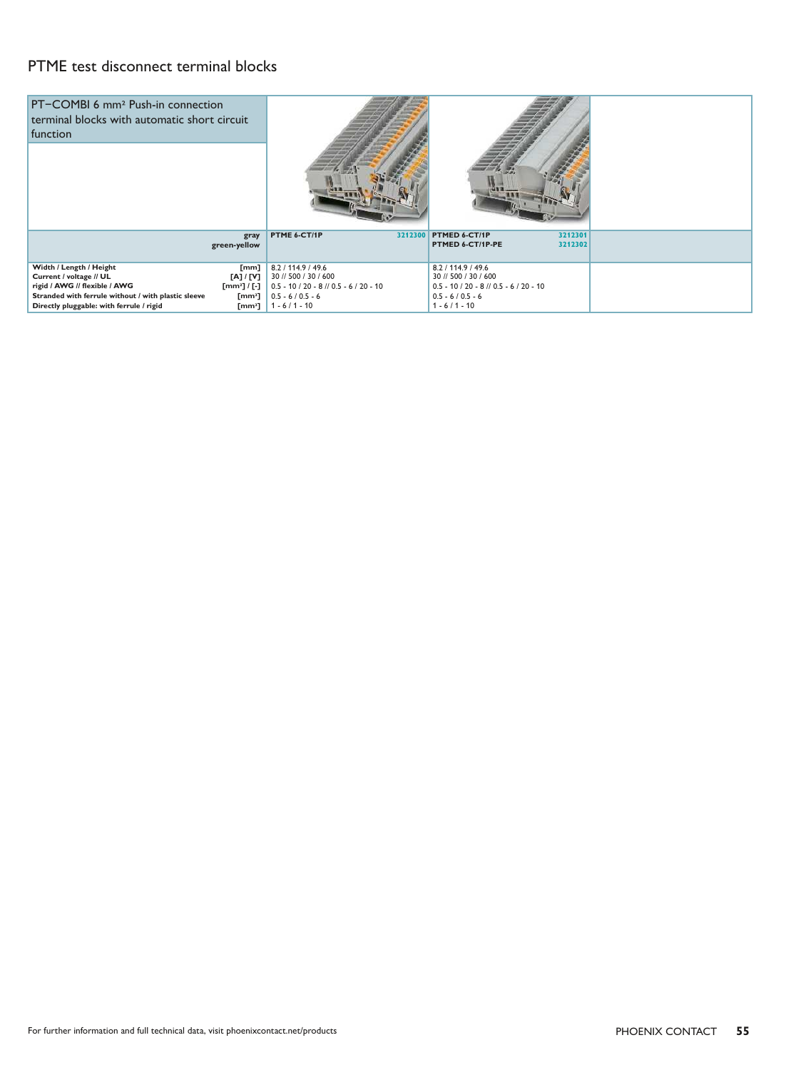# PTME test disconnect terminal blocks

| PT–COMBI 6 mm² Push-in connection terminal blocks with automatic short circuit function | | | |
|---|---|---|---|
| gray<br>green-yellow | PTME 6-CT/1P 3212300 | PTMED 6-CT/1P 3212301<br>PTMED 6-CT/1P-PE 3212302 | |
| **Width / Length / Height** [mm] | 8.2 / 114.9 / 49.6 | 8.2 / 114.9 / 49.6 | |
| **Current / voltage // UL** [A] / [V] | 30 // 500 / 30 / 600 | 30 // 500 / 30 / 600 | |
| **rigid / AWG // flexible / AWG** [mm²] / [-] | 0.5 - 10 / 20 - 8 // 0.5 - 6 / 20 - 10 | 0.5 - 10 / 20 - 8 // 0.5 - 6 / 20 - 10 | |
| **Stranded with ferrule without / with plastic sleeve** [mm²] | 0.5 - 6 / 0.5 - 6 | 0.5 - 6 / 0.5 - 6 | |
| **Directly pluggable: with ferrule / rigid** [mm²] | 1 - 6 / 1 - 10 | 1 - 6 / 1 - 10 | |

For further information and full technical data, visit phoenixcontact.net/products